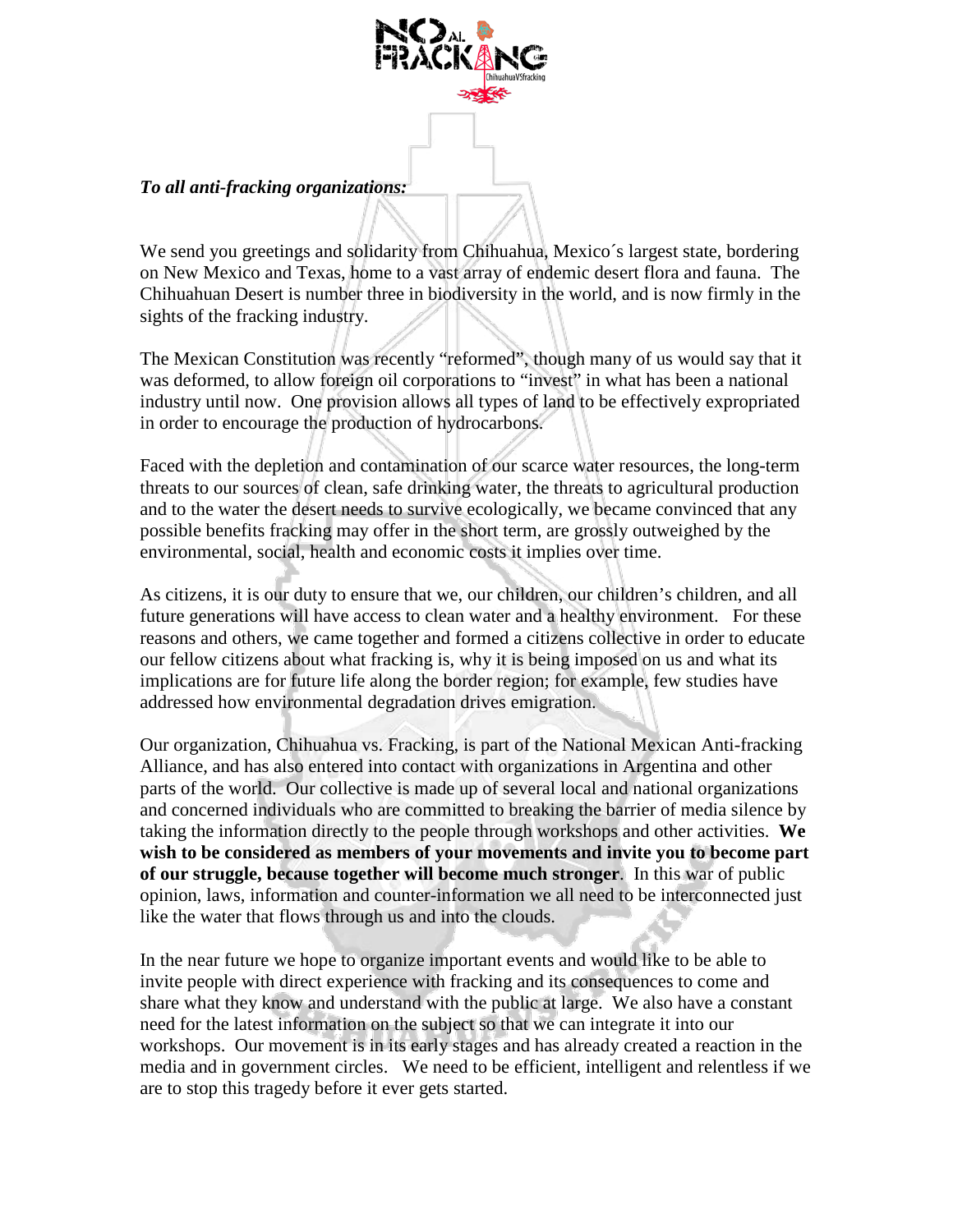*To all anti-fracking organizations:*

We send you greetings and solidarity from Chihuahua, Mexico´s largest state, bordering on New Mexico and Texas, home to a vast array of endemic desert flora and fauna. The Chihuahuan Desert is number three in biodiversity in the world, and is now firmly in the sights of the fracking industry.

The Mexican Constitution was recently "reformed", though many of us would say that it was deformed, to allow foreign oil corporations to "invest" in what has been a national industry until now. One provision allows all types of land to be effectively expropriated in order to encourage the production of hydrocarbons.

Faced with the depletion and contamination of our scarce water resources, the long-term threats to our sources of clean, safe drinking water, the threats to agricultural production and to the water the desert needs to survive ecologically, we became convinced that any possible benefits fracking may offer in the short term, are grossly outweighed by the environmental, social, health and economic costs it implies over time.

As citizens, it is our duty to ensure that we, our children, our children's children, and all future generations will have access to clean water and a healthy environment. For these reasons and others, we came together and formed a citizens collective in order to educate our fellow citizens about what fracking is, why it is being imposed on us and what its implications are for future life along the border region; for example, few studies have addressed how environmental degradation drives emigration.

Our organization, Chihuahua vs. Fracking, is part of the National Mexican Anti-fracking Alliance, and has also entered into contact with organizations in Argentina and other parts of the world. Our collective is made up of several local and national organizations and concerned individuals who are committed to breaking the barrier of media silence by taking the information directly to the people through workshops and other activities. **We wish to be considered as members of your movements and invite you to become part of our struggle, because together will become much stronger**. In this war of public opinion, laws, information and counter-information we all need to be interconnected just like the water that flows through us and into the clouds.

In the near future we hope to organize important events and would like to be able to invite people with direct experience with fracking and its consequences to come and share what they know and understand with the public at large. We also have a constant need for the latest information on the subject so that we can integrate it into our workshops. Our movement is in its early stages and has already created a reaction in the media and in government circles. We need to be efficient, intelligent and relentless if we are to stop this tragedy before it ever gets started.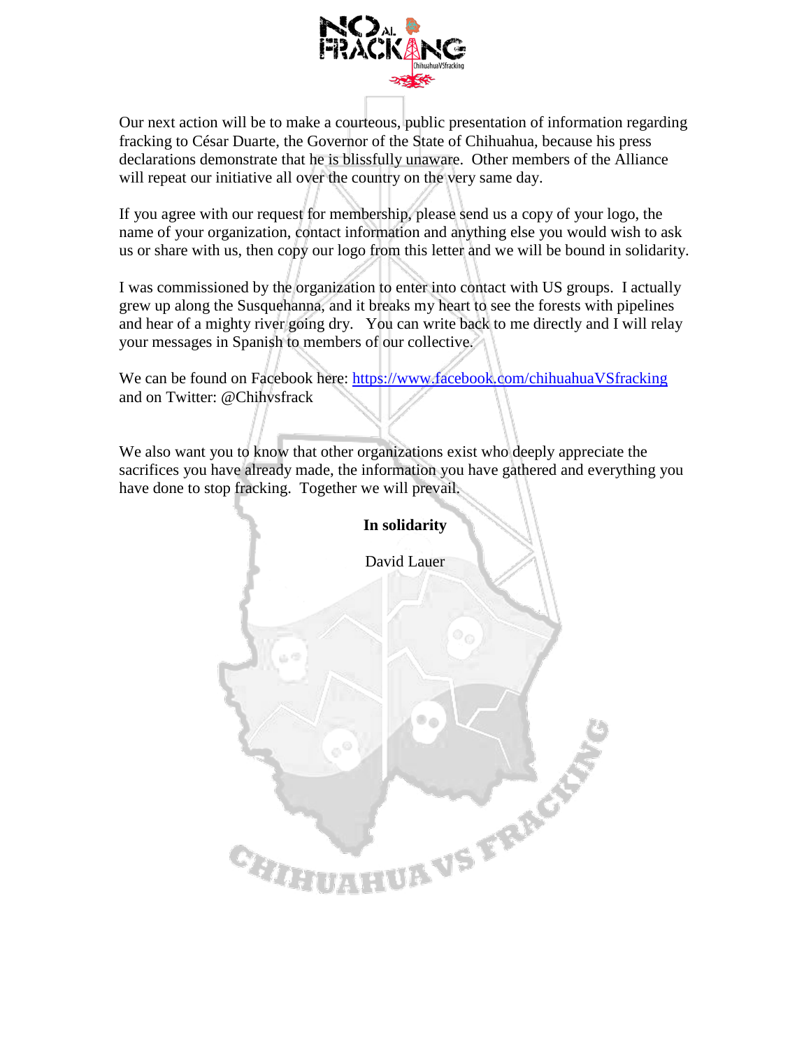Our next action will be to make a courteous, public presentation of information regarding fracking to César Duarte, the Governor of the State of Chihuahua, because his press declarations demonstrate that he is blissfully unaware. Other members of the Alliance will repeat our initiative all over the country on the very same day.

If you agree with our request for membership, please send us a copy of your logo, the name of your organization, contact information and anything else you would wish to ask us or share with us, then copy our logo from this letter and we will be bound in solidarity.

I was commissioned by the organization to enter into contact with US groups. I actually grew up along the Susquehanna, and it breaks my heart to see the forests with pipelines and hear of a mighty river going dry. You can write back to me directly and I will relay your messages in Spanish to members of our collective.

We can be found on Facebook here: https://www.facebook.com/chihuahuaVSfracking
and on Twitter: @Chihvsfrack

We also want you to know that other organizations exist who deeply appreciate the sacrifices you have already made, the information you have gathered and everything you have done to stop fracking. Together we will prevail.

**In solidarity**

David Lauer